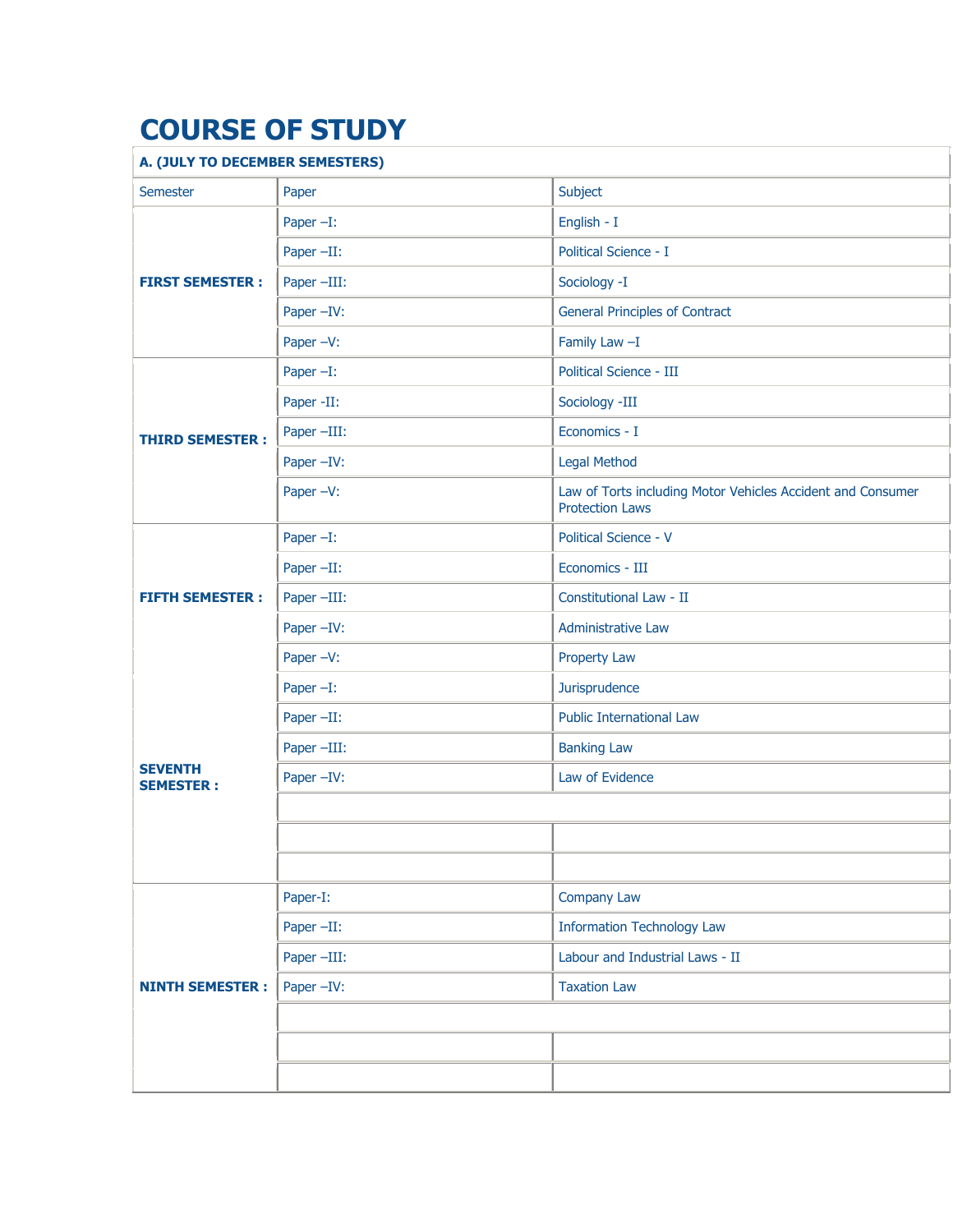# COURSE OF STUDY

| A. (JULY TO DECEMBER SEMESTERS) | | |
|---|---|---|
| Semester | Paper | Subject |
| **FIRST SEMESTER :** | Paper –I: | English - I |
| | Paper –II: | Political Science - I |
| | Paper –III: | Sociology -I |
| | Paper –IV: | General Principles of Contract |
| | Paper –V: | Family Law –I |
| **THIRD SEMESTER :** | Paper –I: | Political Science - III |
| | Paper -II: | Sociology -III |
| | Paper –III: | Economics - I |
| | Paper –IV: | Legal Method |
| | Paper –V: | Law of Torts including Motor Vehicles Accident and Consumer Protection Laws |
| **FIFTH SEMESTER :** | Paper –I: | Political Science - V |
| | Paper –II: | Economics - III |
| | Paper –III: | Constitutional Law - II |
| | Paper –IV: | Administrative Law |
| | Paper –V: | Property Law |
| **SEVENTH SEMESTER :** | Paper –I: | Jurisprudence |
| | Paper –II: | Public International Law |
| | Paper –III: | Banking Law |
| | Paper –IV: | Law of Evidence |
| | | |
| | | |
| | | |
| **NINTH SEMESTER :** | Paper-I: | Company Law |
| | Paper –II: | Information Technology Law |
| | Paper –III: | Labour and Industrial Laws - II |
| | Paper –IV: | Taxation Law |
| | | |
| | | |
| | | |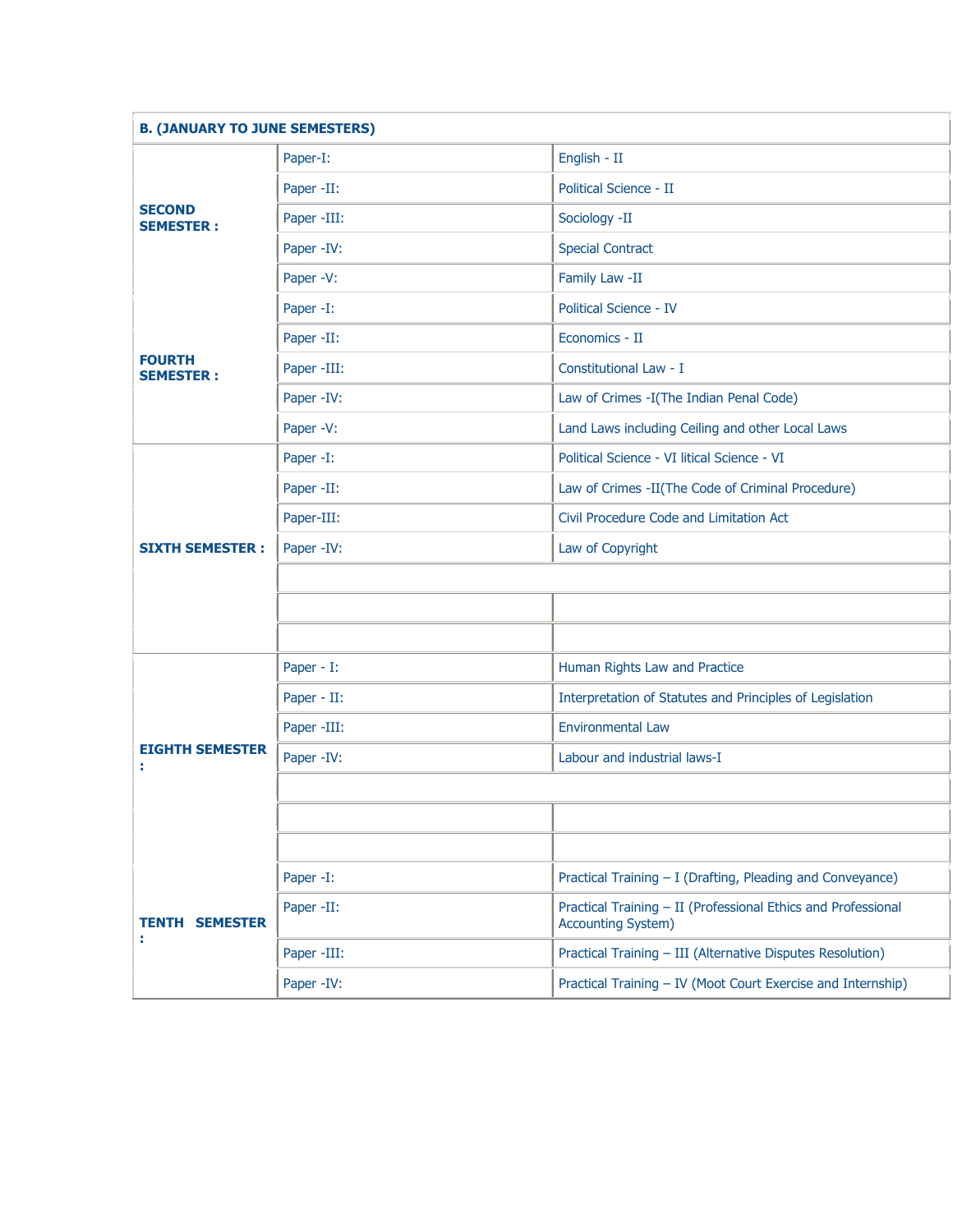| B. (JANUARY TO JUNE SEMESTERS) | | |
|---|---|---|
| **SECOND SEMESTER :** | Paper-I: | English - II |
| | Paper -II: | Political Science - II |
| | Paper -III: | Sociology -II |
| | Paper -IV: | Special Contract |
| | Paper -V: | Family Law -II |
| **FOURTH SEMESTER :** | Paper -I: | Political Science - IV |
| | Paper -II: | Economics - II |
| | Paper -III: | Constitutional Law - I |
| | Paper -IV: | Law of Crimes -I(The Indian Penal Code) |
| | Paper -V: | Land Laws including Ceiling and other Local Laws |
| **SIXTH SEMESTER :** | Paper -I: | Political Science - VI litical Science - VI |
| | Paper -II: | Law of Crimes -II(The Code of Criminal Procedure) |
| | Paper-III: | Civil Procedure Code and Limitation Act |
| | Paper -IV: | Law of Copyright |
| | | |
| | | |
| | | |
| **EIGHTH SEMESTER :** | Paper - I: | Human Rights Law and Practice |
| | Paper - II: | Interpretation of Statutes and Principles of Legislation |
| | Paper -III: | Environmental Law |
| | Paper -IV: | Labour and industrial laws-I |
| | | |
| | | |
| | | |
| **TENTH SEMESTER :** | Paper -I: | Practical Training – I (Drafting, Pleading and Conveyance) |
| | Paper -II: | Practical Training – II (Professional Ethics and Professional Accounting System) |
| | Paper -III: | Practical Training – III (Alternative Disputes Resolution) |
| | Paper -IV: | Practical Training – IV (Moot Court Exercise and Internship) |